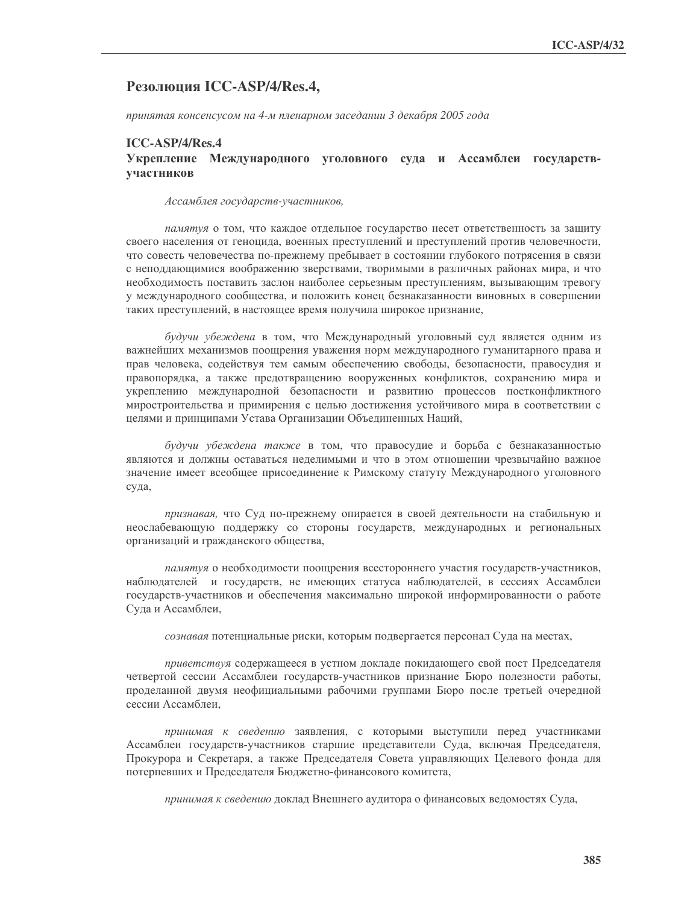## Резолюция ICC-ASP/4/Res.4,

*принятая консенсусом на 4-м пленарном заседании 3 декабря 2005 года*

### ICC-ASP/4/Res.4
### Укрепление Международного уголовного суда и Ассамблеи государств-участников

*Ассамблея государств-участников,*

*памятуя* о том, что каждое отдельное государство несет ответственность за защиту своего населения от геноцида, военных преступлений и преступлений против человечности, что совесть человечества по-прежнему пребывает в состоянии глубокого потрясения в связи с неподдающимися воображению зверствами, творимыми в различных районах мира, и что необходимость поставить заслон наиболее серьезным преступлениям, вызывающим тревогу у международного сообщества, и положить конец безнаказанности виновных в совершении таких преступлений, в настоящее время получила широкое признание,

*будучи убеждена* в том, что Международный уголовный суд является одним из важнейших механизмов поощрения уважения норм международного гуманитарного права и прав человека, содействуя тем самым обеспечению свободы, безопасности, правосудия и правопорядка, а также предотвращению вооруженных конфликтов, сохранению мира и укреплению международной безопасности и развитию процессов постконфликтного миростроительства и примирения с целью достижения устойчивого мира в соответствии с целями и принципами Устава Организации Объединенных Наций,

*будучи убеждена также* в том, что правосудие и борьба с безнаказанностью являются и должны оставаться неделимыми и что в этом отношении чрезвычайно важное значение имеет всеобщее присоединение к Римскому статуту Международного уголовного суда,

*признавая,* что Суд по-прежнему опирается в своей деятельности на стабильную и неослабевающую поддержку со стороны государств, международных и региональных организаций и гражданского общества,

*памятуя* о необходимости поощрения всестороннего участия государств-участников, наблюдателей и государств, не имеющих статуса наблюдателей, в сессиях Ассамблеи государств-участников и обеспечения максимально широкой информированности о работе Суда и Ассамблеи,

*сознавая* потенциальные риски, которым подвергается персонал Суда на местах,

*приветствуя* содержащееся в устном докладе покидающего свой пост Председателя четвертой сессии Ассамблеи государств-участников признание Бюро полезности работы, проделанной двумя неофициальными рабочими группами Бюро после третьей очередной сессии Ассамблеи,

*принимая к сведению* заявления, с которыми выступили перед участниками Ассамблеи государств-участников старшие представители Суда, включая Председателя, Прокурора и Секретаря, а также Председателя Совета управляющих Целевого фонда для потерпевших и Председателя Бюджетно-финансового комитета,

*принимая к сведению* доклад Внешнего аудитора о финансовых ведомостях Суда,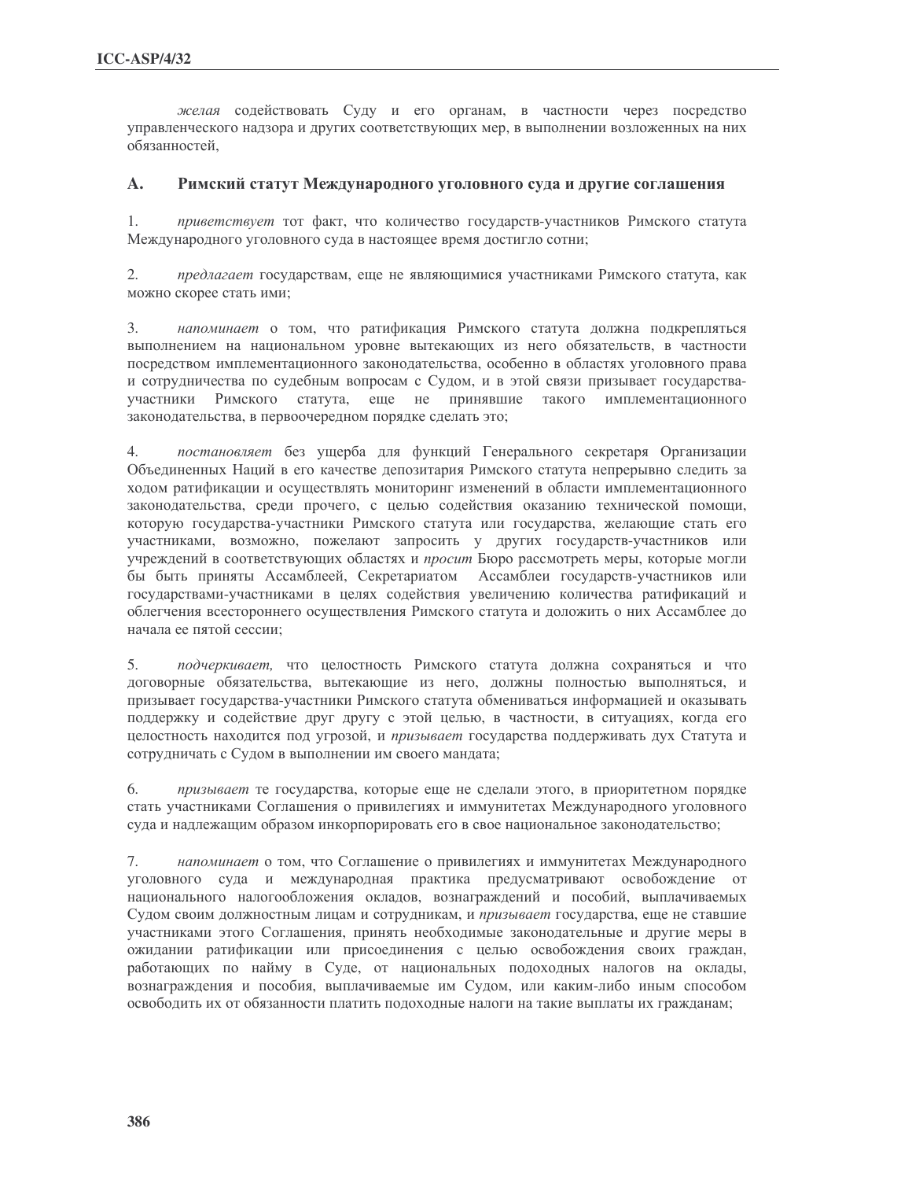*желая* содействовать Суду и его органам, в частности через посредство управленческого надзора и других соответствующих мер, в выполнении возложенных на них обязанностей,

## A. Римский статут Международного уголовного суда и другие соглашения

1. *приветствует* тот факт, что количество государств-участников Римского статута Международного уголовного суда в настоящее время достигло сотни;

2. *предлагает* государствам, еще не являющимися участниками Римского статута, как можно скорее стать ими;

3. *напоминает* о том, что ратификация Римского статута должна подкрепляться выполнением на национальном уровне вытекающих из него обязательств, в частности посредством имплементационного законодательства, особенно в областях уголовного права и сотрудничества по судебным вопросам с Судом, и в этой связи призывает государства-участники Римского статута, еще не принявшие такого имплементационного законодательства, в первоочередном порядке сделать это;

4. *постановляет* без ущерба для функций Генерального секретаря Организации Объединенных Наций в его качестве депозитария Римского статута непрерывно следить за ходом ратификации и осуществлять мониторинг изменений в области имплементационного законодательства, среди прочего, с целью содействия оказанию технической помощи, которую государства-участники Римского статута или государства, желающие стать его участниками, возможно, пожелают запросить у других государств-участников или учреждений в соответствующих областях и *просит* Бюро рассмотреть меры, которые могли бы быть приняты Ассамблеей, Секретариатом Ассамблеи государств-участников или государствами-участниками в целях содействия увеличению количества ратификаций и облегчения всестороннего осуществления Римского статута и доложить о них Ассамблее до начала ее пятой сессии;

5. *подчеркивает,* что целостность Римского статута должна сохраняться и что договорные обязательства, вытекающие из него, должны полностью выполняться, и призывает государства-участники Римского статута обмениваться информацией и оказывать поддержку и содействие друг другу с этой целью, в частности, в ситуациях, когда его целостность находится под угрозой, и *призывает* государства поддерживать дух Статута и сотрудничать с Судом в выполнении им своего мандата;

6. *призывает* те государства, которые еще не сделали этого, в приоритетном порядке стать участниками Соглашения о привилегиях и иммунитетах Международного уголовного суда и надлежащим образом инкорпорировать его в свое национальное законодательство;

7. *напоминает* о том, что Соглашение о привилегиях и иммунитетах Международного уголовного суда и международная практика предусматривают освобождение от национального налогообложения окладов, вознаграждений и пособий, выплачиваемых Судом своим должностным лицам и сотрудникам, и *призывает* государства, еще не ставшие участниками этого Соглашения, принять необходимые законодательные и другие меры в ожидании ратификации или присоединения с целью освобождения своих граждан, работающих по найму в Суде, от национальных подоходных налогов на оклады, вознаграждения и пособия, выплачиваемые им Судом, или каким-либо иным способом освободить их от обязанности платить подоходные налоги на такие выплаты их гражданам;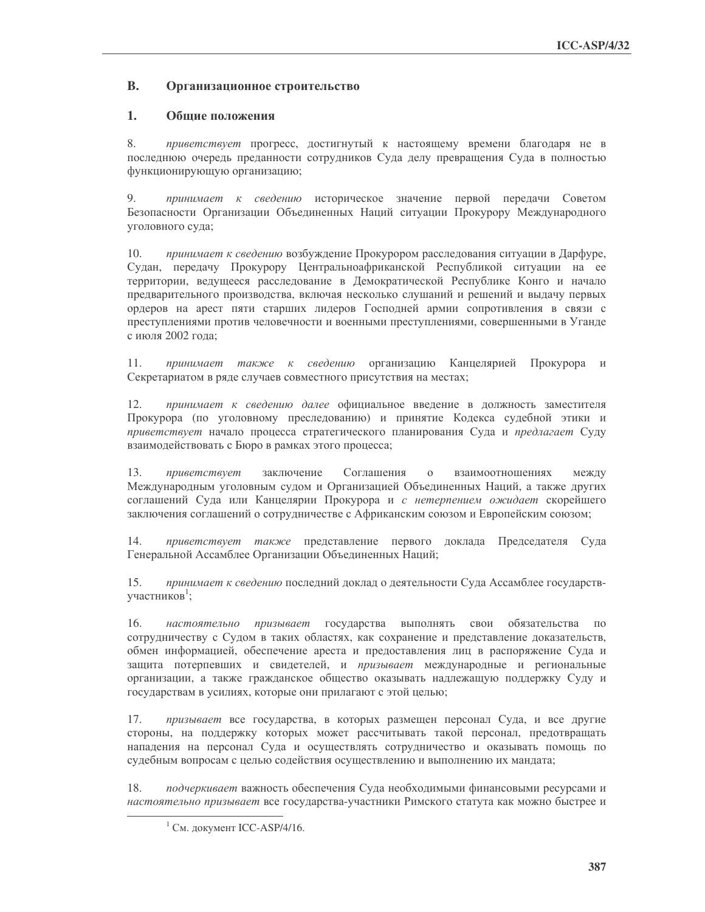## B. Организационное строительство

### 1. Общие положения

8. *приветствует* прогресс, достигнутый к настоящему времени благодаря не в последнюю очередь преданности сотрудников Суда делу превращения Суда в полностью функционирующую организацию;

9. *принимает к сведению* историческое значение первой передачи Советом Безопасности Организации Объединенных Наций ситуации Прокурору Международного уголовного суда;

10. *принимает к сведению* возбуждение Прокурором расследования ситуации в Дарфуре, Судан, передачу Прокурору Центральноафриканской Республикой ситуации на ее территории, ведущееся расследование в Демократической Республике Конго и начало предварительного производства, включая несколько слушаний и решений и выдачу первых ордеров на арест пяти старших лидеров Господней армии сопротивления в связи с преступлениями против человечности и военными преступлениями, совершенными в Уганде с июля 2002 года;

11. *принимает также к сведению* организацию Канцелярией Прокурора и Секретариатом в ряде случаев совместного присутствия на местах;

12. *принимает к сведению далее* официальное введение в должность заместителя Прокурора (по уголовному преследованию) и принятие Кодекса судебной этики и *приветствует* начало процесса стратегического планирования Суда и *предлагает* Суду взаимодействовать с Бюро в рамках этого процесса;

13. *приветствует* заключение Соглашения о взаимоотношениях между Международным уголовным судом и Организацией Объединенных Наций, а также других соглашений Суда или Канцелярии Прокурора и *с нетерпением ожидает* скорейшего заключения соглашений о сотрудничестве с Африканским союзом и Европейским союзом;

14. *приветствует также* представление первого доклада Председателя Суда Генеральной Ассамблее Организации Объединенных Наций;

15. *принимает к сведению* последний доклад о деятельности Суда Ассамблее государств-участников[1];

16. *настоятельно призывает* государства выполнять свои обязательства по сотрудничеству с Судом в таких областях, как сохранение и представление доказательств, обмен информацией, обеспечение ареста и предоставления лиц в распоряжение Суда и защита потерпевших и свидетелей, и *призывает* международные и региональные организации, а также гражданское общество оказывать надлежащую поддержку Суду и государствам в усилиях, которые они прилагают с этой целью;

17. *призывает* все государства, в которых размещен персонал Суда, и все другие стороны, на поддержку которых может рассчитывать такой персонал, предотвращать нападения на персонал Суда и осуществлять сотрудничество и оказывать помощь по судебным вопросам с целью содействия осуществлению и выполнению их мандата;

18. *подчеркивает* важность обеспечения Суда необходимыми финансовыми ресурсами и *настоятельно призывает* все государства-участники Римского статута как можно быстрее и

---

[1] См. документ ICC-ASP/4/16.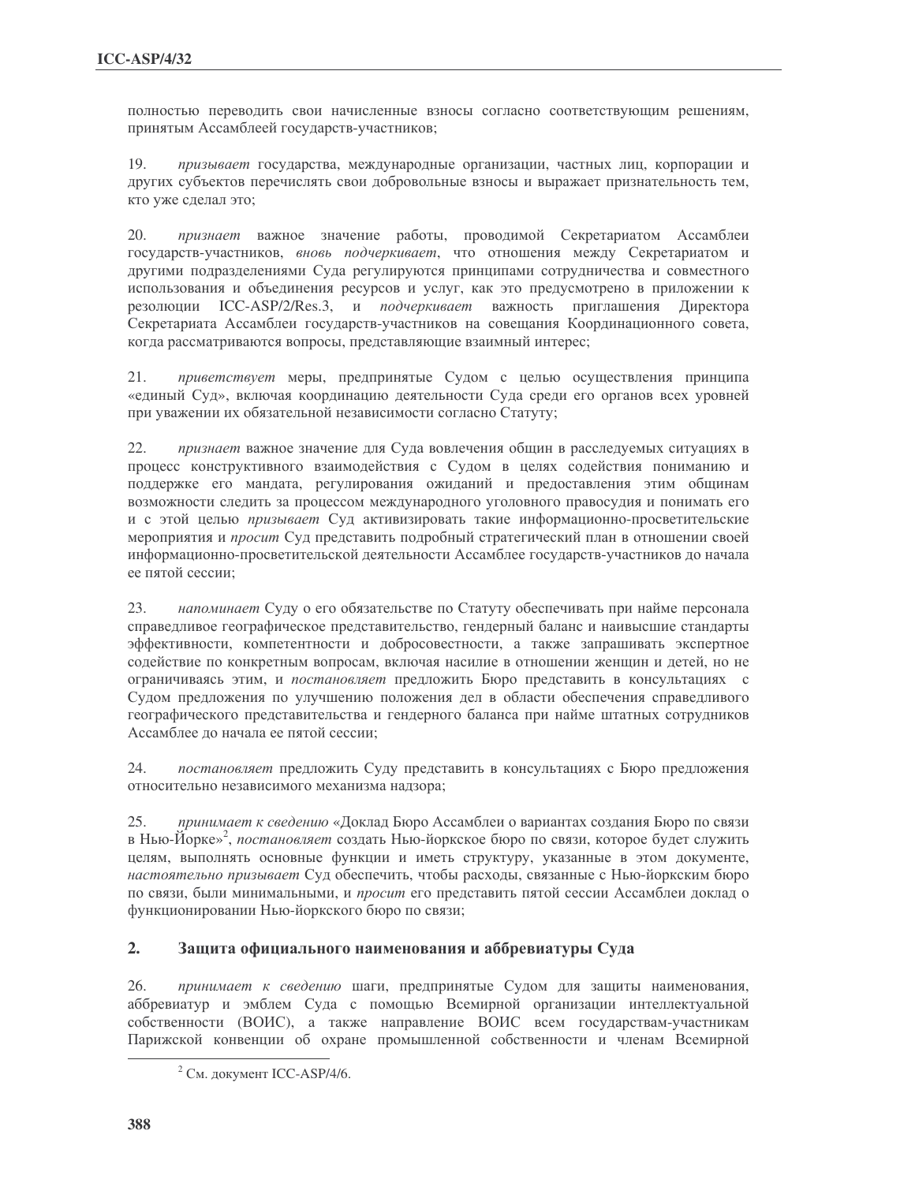полностью переводить свои начисленные взносы согласно соответствующим решениям, принятым Ассамблеей государств-участников;

19. *призывает* государства, международные организации, частных лиц, корпорации и других субъектов перечислять свои добровольные взносы и выражает признательность тем, кто уже сделал это;

20. *признает* важное значение работы, проводимой Секретариатом Ассамблеи государств-участников, *вновь подчеркивает*, что отношения между Секретариатом и другими подразделениями Суда регулируются принципами сотрудничества и совместного использования и объединения ресурсов и услуг, как это предусмотрено в приложении к резолюции ICC-ASP/2/Res.3, и *подчеркивает* важность приглашения Директора Секретариата Ассамблеи государств-участников на совещания Координационного совета, когда рассматриваются вопросы, представляющие взаимный интерес;

21. *приветствует* меры, предпринятые Судом с целью осуществления принципа «единый Суд», включая координацию деятельности Суда среди его органов всех уровней при уважении их обязательной независимости согласно Статуту;

22. *признает* важное значение для Суда вовлечения общин в расследуемых ситуациях в процесс конструктивного взаимодействия с Судом в целях содействия пониманию и поддержке его мандата, регулирования ожиданий и предоставления этим общинам возможности следить за процессом международного уголовного правосудия и понимать его и с этой целью *призывает* Суд активизировать такие информационно-просветительские мероприятия и *просит* Суд представить подробный стратегический план в отношении своей информационно-просветительской деятельности Ассамблее государств-участников до начала ее пятой сессии;

23. *напоминает* Суду о его обязательстве по Статуту обеспечивать при найме персонала справедливое географическое представительство, гендерный баланс и наивысшие стандарты эффективности, компетентности и добросовестности, а также запрашивать экспертное содействие по конкретным вопросам, включая насилие в отношении женщин и детей, но не ограничиваясь этим, и *постановляет* предложить Бюро представить в консультациях с Судом предложения по улучшению положения дел в области обеспечения справедливого географического представительства и гендерного баланса при найме штатных сотрудников Ассамблее до начала ее пятой сессии;

24. *постановляет* предложить Суду представить в консультациях с Бюро предложения относительно независимого механизма надзора;

25. *принимает к сведению* «Доклад Бюро Ассамблеи о вариантах создания Бюро по связи в Нью-Йорке»[2], *постановляет* создать Нью-йоркское бюро по связи, которое будет служить целям, выполнять основные функции и иметь структуру, указанные в этом документе, *настоятельно призывает* Суд обеспечить, чтобы расходы, связанные с Нью-йоркским бюро по связи, были минимальными, и *просит* его представить пятой сессии Ассамблеи доклад о функционировании Нью-йоркского бюро по связи;

## 2. Защита официального наименования и аббревиатуры Суда

26. *принимает к сведению* шаги, предпринятые Судом для защиты наименования, аббревиатур и эмблем Суда с помощью Всемирной организации интеллектуальной собственности (ВОИС), а также направление ВОИС всем государствам-участникам Парижской конвенции об охране промышленной собственности и членам Всемирной

[2] См. документ ICC-ASP/4/6.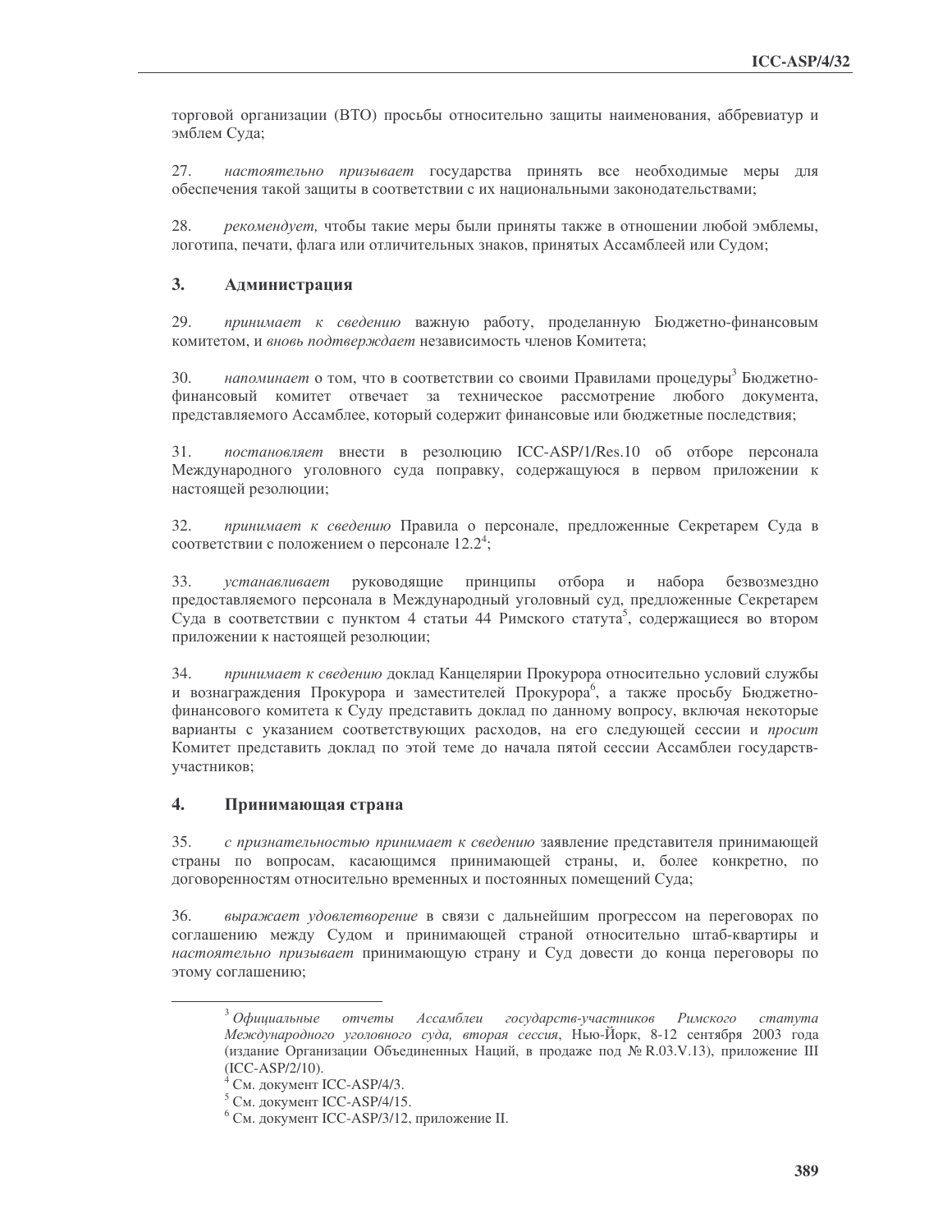торговой организации (ВТО) просьбы относительно защиты наименования, аббревиатур и эмблем Суда;

27. *настоятельно призывает* государства принять все необходимые меры для обеспечения такой защиты в соответствии с их национальными законодательствами;

28. *рекомендует,* чтобы такие меры были приняты также в отношении любой эмблемы, логотипа, печати, флага или отличительных знаков, принятых Ассамблеей или Судом;

## 3. Администрация

29. *принимает к сведению* важную работу, проделанную Бюджетно-финансовым комитетом, и *вновь подтверждает* независимость членов Комитета;

30. *напоминает* о том, что в соответствии со своими Правилами процедуры[3] Бюджетно-финансовый комитет отвечает за техническое рассмотрение любого документа, представляемого Ассамблее, который содержит финансовые или бюджетные последствия;

31. *постановляет* внести в резолюцию ICC-ASP/1/Res.10 об отборе персонала Международного уголовного суда поправку, содержащуюся в первом приложении к настоящей резолюции;

32. *принимает к сведению* Правила о персонале, предложенные Секретарем Суда в соответствии с положением о персонале 12.2[4];

33. *устанавливает* руководящие принципы отбора и набора безвозмездно предоставляемого персонала в Международный уголовный суд, предложенные Секретарем Суда в соответствии с пунктом 4 статьи 44 Римского статута[5], содержащиеся во втором приложении к настоящей резолюции;

34. *принимает к сведению* доклад Канцелярии Прокурора относительно условий службы и вознаграждения Прокурора и заместителей Прокурора[6], а также просьбу Бюджетно-финансового комитета к Суду представить доклад по данному вопросу, включая некоторые варианты с указанием соответствующих расходов, на его следующей сессии и *просит* Комитет представить доклад по этой теме до начала пятой сессии Ассамблеи государств-участников;

## 4. Принимающая страна

35. *с признательностью принимает к сведению* заявление представителя принимающей страны по вопросам, касающимся принимающей страны, и, более конкретно, по договоренностям относительно временных и постоянных помещений Суда;

36. *выражает удовлетворение* в связи с дальнейшим прогрессом на переговорах по соглашению между Судом и принимающей страной относительно штаб-квартиры и *настоятельно призывает* принимающую страну и Суд довести до конца переговоры по этому соглашению;

---

[3] *Официальные отчеты Ассамблеи государств-участников Римского статута Международного уголовного суда, вторая сессия*, Нью-Йорк, 8-12 сентября 2003 года (издание Организации Объединенных Наций, в продаже под № R.03.V.13), приложение III (ICC-ASP/2/10).

[4] См. документ ICC-ASP/4/3.

[5] См. документ ICC-ASP/4/15.

[6] См. документ ICC-ASP/3/12, приложение II.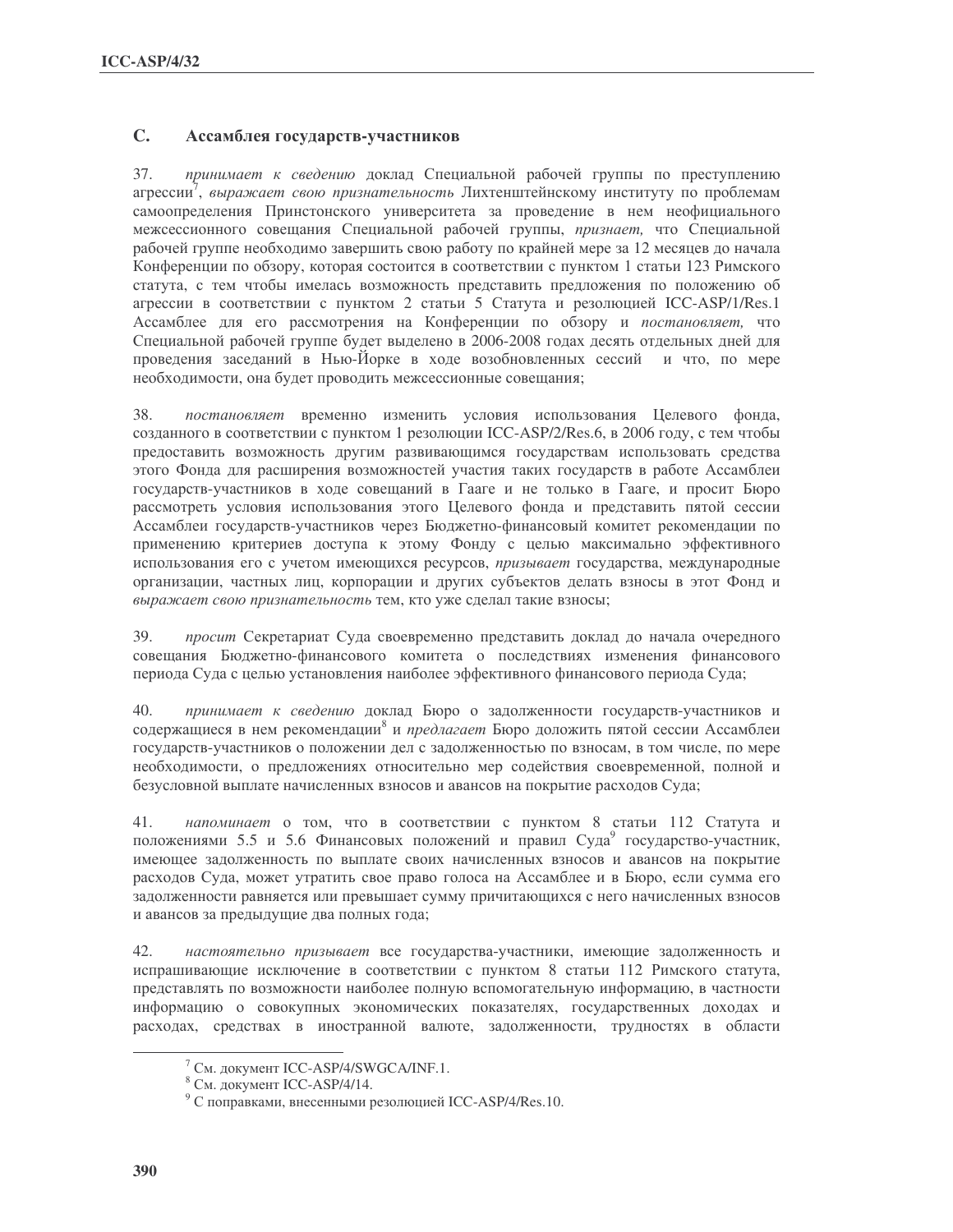## C. Ассамблея государств-участников

37. *принимает к сведению* доклад Специальной рабочей группы по преступлению агрессии[7], *выражает свою признательность* Лихтенштейнскому институту по проблемам самоопределения Принстонского университета за проведение в нем неофициального межсессионного совещания Специальной рабочей группы, *признает,* что Специальной рабочей группе необходимо завершить свою работу по крайней мере за 12 месяцев до начала Конференции по обзору, которая состоится в соответствии с пунктом 1 статьи 123 Римского статута, с тем чтобы имелась возможность представить предложения по положению об агрессии в соответствии с пунктом 2 статьи 5 Статута и резолюцией ICC-ASP/1/Res.1 Ассамблее для его рассмотрения на Конференции по обзору и *постановляет,* что Специальной рабочей группе будет выделено в 2006-2008 годах десять отдельных дней для проведения заседаний в Нью-Йорке в ходе возобновленных сессий и что, по мере необходимости, она будет проводить межсессионные совещания;

38. *постановляет* временно изменить условия использования Целевого фонда, созданного в соответствии с пунктом 1 резолюции ICC-ASP/2/Res.6, в 2006 году, с тем чтобы предоставить возможность другим развивающимся государствам использовать средства этого Фонда для расширения возможностей участия таких государств в работе Ассамблеи государств-участников в ходе совещаний в Гааге и не только в Гааге, и просит Бюро рассмотреть условия использования этого Целевого фонда и представить пятой сессии Ассамблеи государств-участников через Бюджетно-финансовый комитет рекомендации по применению критериев доступа к этому Фонду с целью максимально эффективного использования его с учетом имеющихся ресурсов, *призывает* государства, международные организации, частных лиц, корпорации и других субъектов делать взносы в этот Фонд и *выражает свою признательность* тем, кто уже сделал такие взносы;

39. *просит* Секретариат Суда своевременно представить доклад до начала очередного совещания Бюджетно-финансового комитета о последствиях изменения финансового периода Суда с целью установления наиболее эффективного финансового периода Суда;

40. *принимает к сведению* доклад Бюро о задолженности государств-участников и содержащиеся в нем рекомендации[8] и *предлагает* Бюро доложить пятой сессии Ассамблеи государств-участников о положении дел с задолженностью по взносам, в том числе, по мере необходимости, о предложениях относительно мер содействия своевременной, полной и безусловной выплате начисленных взносов и авансов на покрытие расходов Суда;

41. *напоминает* о том, что в соответствии с пунктом 8 статьи 112 Статута и положениями 5.5 и 5.6 Финансовых положений и правил Суда[9] государство-участник, имеющее задолженность по выплате своих начисленных взносов и авансов на покрытие расходов Суда, может утратить свое право голоса на Ассамблее и в Бюро, если сумма его задолженности равняется или превышает сумму причитающихся с него начисленных взносов и авансов за предыдущие два полных года;

42. *настоятельно призывает* все государства-участники, имеющие задолженность и испрашивающие исключение в соответствии с пунктом 8 статьи 112 Римского статута, представлять по возможности наиболее полную вспомогательную информацию, в частности информацию о совокупных экономических показателях, государственных доходах и расходах, средствах в иностранной валюте, задолженности, трудностях в области

---

[7] См. документ ICC-ASP/4/SWGCA/INF.1.

[8] См. документ ICC-ASP/4/14.

[9] С поправками, внесенными резолюцией ICC-ASP/4/Res.10.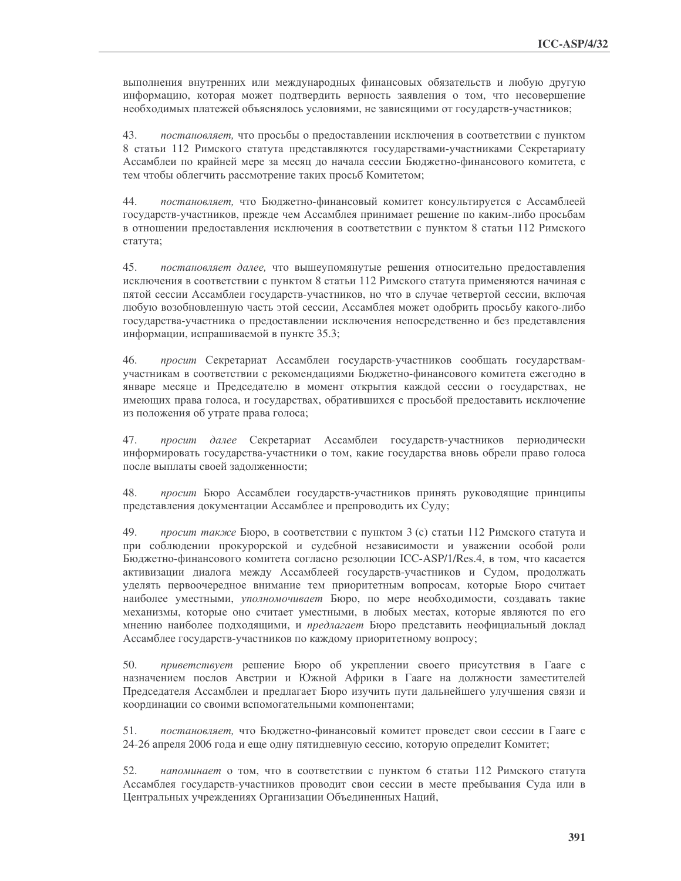выполнения внутренних или международных финансовых обязательств и любую другую информацию, которая может подтвердить верность заявления о том, что несовершение необходимых платежей объяснялось условиями, не зависящими от государств-участников;

43. *постановляет,* что просьбы о предоставлении исключения в соответствии с пунктом 8 статьи 112 Римского статута представляются государствами-участниками Секретариату Ассамблеи по крайней мере за месяц до начала сессии Бюджетно-финансового комитета, с тем чтобы облегчить рассмотрение таких просьб Комитетом;

44. *постановляет,* что Бюджетно-финансовый комитет консультируется с Ассамблеей государств-участников, прежде чем Ассамблея принимает решение по каким-либо просьбам в отношении предоставления исключения в соответствии с пунктом 8 статьи 112 Римского статута;

45. *постановляет далее,* что вышеупомянутые решения относительно предоставления исключения в соответствии с пунктом 8 статьи 112 Римского статута применяются начиная с пятой сессии Ассамблеи государств-участников, но что в случае четвертой сессии, включая любую возобновленную часть этой сессии, Ассамблея может одобрить просьбу какого-либо государства-участника о предоставлении исключения непосредственно и без представления информации, испрашиваемой в пункте 35.3;

46. *просит* Секретариат Ассамблеи государств-участников сообщать государствам-участникам в соответствии с рекомендациями Бюджетно-финансового комитета ежегодно в январе месяце и Председателю в момент открытия каждой сессии о государствах, не имеющих права голоса, и государствах, обратившихся с просьбой предоставить исключение из положения об утрате права голоса;

47. *просит далее* Секретариат Ассамблеи государств-участников периодически информировать государства-участники о том, какие государства вновь обрели право голоса после выплаты своей задолженности;

48. *просит* Бюро Ассамблеи государств-участников принять руководящие принципы представления документации Ассамблее и препроводить их Суду;

49. *просит также* Бюро, в соответствии с пунктом 3 (c) статьи 112 Римского статута и при соблюдении прокурорской и судебной независимости и уважении особой роли Бюджетно-финансового комитета согласно резолюции ICC-ASP/1/Res.4, в том, что касается активизации диалога между Ассамблеей государств-участников и Судом, продолжать уделять первоочередное внимание тем приоритетным вопросам, которые Бюро считает наиболее уместными, *уполномочивает* Бюро, по мере необходимости, создавать такие механизмы, которые оно считает уместными, в любых местах, которые являются по его мнению наиболее подходящими, и *предлагает* Бюро представить неофициальный доклад Ассамблее государств-участников по каждому приоритетному вопросу;

50. *приветствует* решение Бюро об укреплении своего присутствия в Гааге с назначением послов Австрии и Южной Африки в Гааге на должности заместителей Председателя Ассамблеи и предлагает Бюро изучить пути дальнейшего улучшения связи и координации со своими вспомогательными компонентами;

51. *постановляет,* что Бюджетно-финансовый комитет проведет свои сессии в Гааге с 24-26 апреля 2006 года и еще одну пятидневную сессию, которую определит Комитет;

52. *напоминает* о том, что в соответствии с пунктом 6 статьи 112 Римского статута Ассамблея государств-участников проводит свои сессии в месте пребывания Суда или в Центральных учреждениях Организации Объединенных Наций,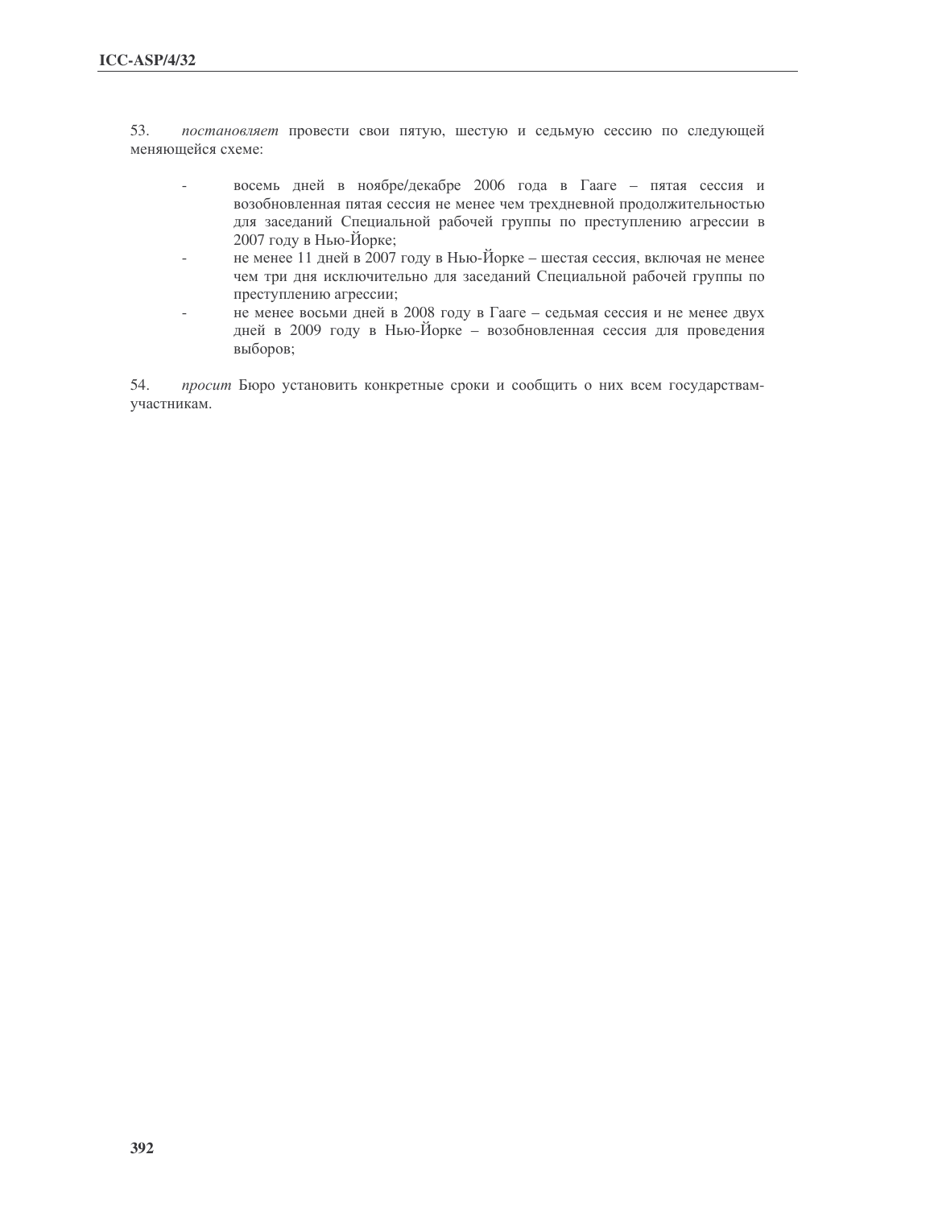53. *постановляет* провести свои пятую, шестую и седьмую сессию по следующей меняющейся схеме:

- восемь дней в ноябре/декабре 2006 года в Гааге – пятая сессия и возобновленная пятая сессия не менее чем трехдневной продолжительностью для заседаний Специальной рабочей группы по преступлению агрессии в 2007 году в Нью-Йорке;
- не менее 11 дней в 2007 году в Нью-Йорке – шестая сессия, включая не менее чем три дня исключительно для заседаний Специальной рабочей группы по преступлению агрессии;
- не менее восьми дней в 2008 году в Гааге – седьмая сессия и не менее двух дней в 2009 году в Нью-Йорке – возобновленная сессия для проведения выборов;

54. *просит* Бюро установить конкретные сроки и сообщить о них всем государствам-участникам.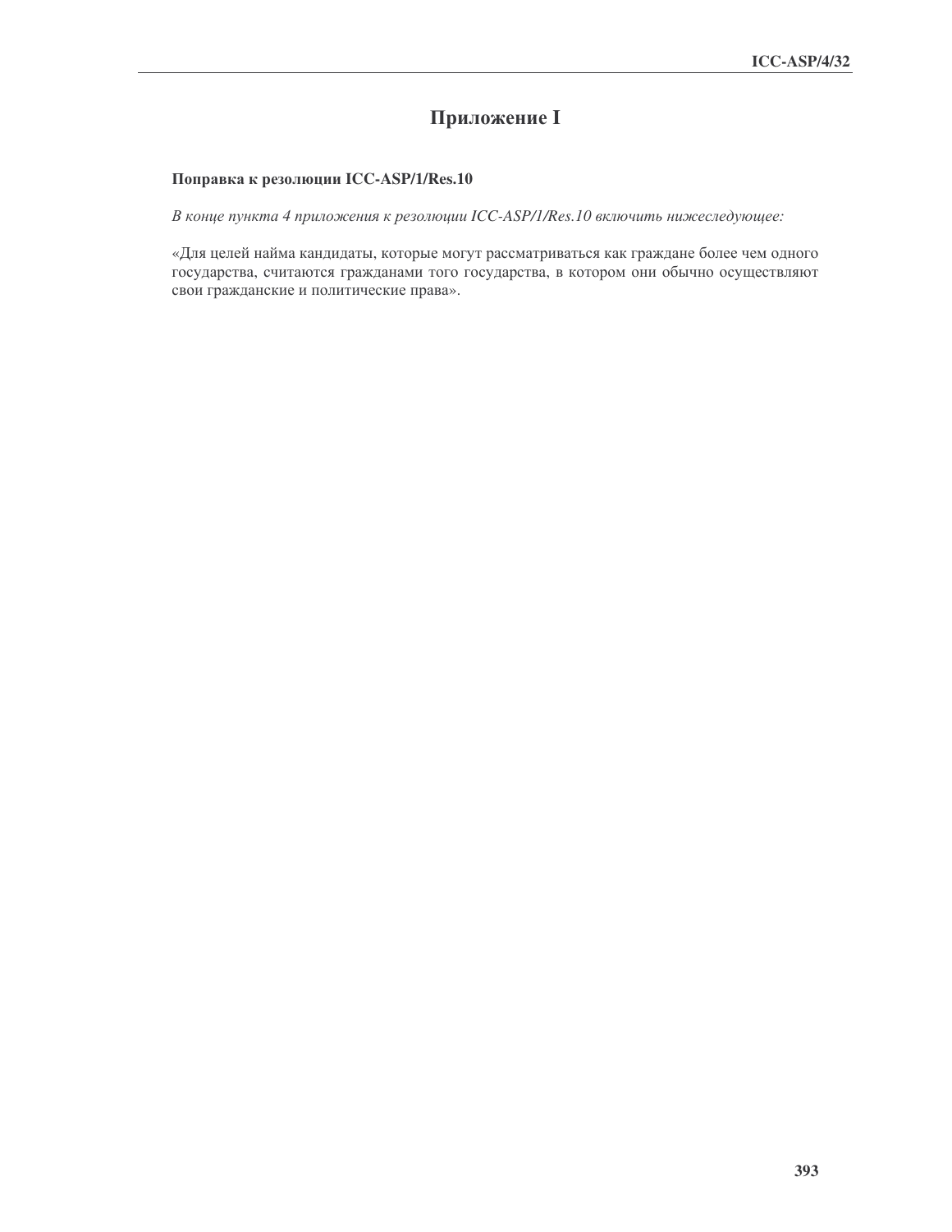# Приложение I

**Поправка к резолюции ICC-ASP/1/Res.10**

*В конце пункта 4 приложения к резолюции ICC-ASP/1/Res.10 включить нижеследующее:*

«Для целей найма кандидаты, которые могут рассматриваться как граждане более чем одного государства, считаются гражданами того государства, в котором они обычно осуществляют свои гражданские и политические права».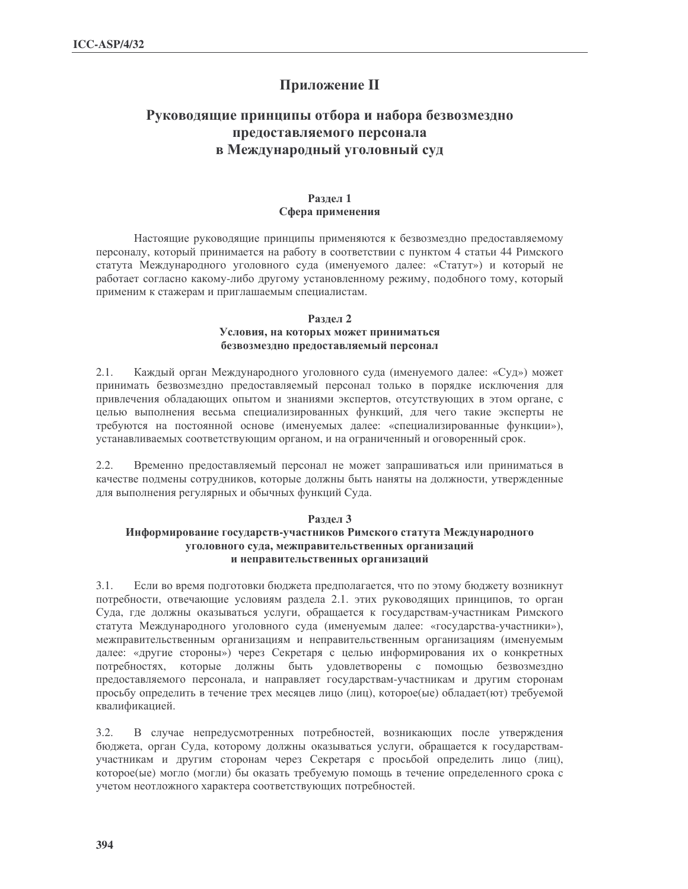# Приложение II

## Руководящие принципы отбора и набора безвозмездно предоставляемого персонала в Международный уголовный суд

### Раздел 1
### Сфера применения

Настоящие руководящие принципы применяются к безвозмездно предоставляемому персоналу, который принимается на работу в соответствии с пунктом 4 статьи 44 Римского статута Международного уголовного суда (именуемого далее: «Статут») и который не работает согласно какому-либо другому установленному режиму, подобного тому, который применим к стажерам и приглашаемым специалистам.

### Раздел 2
### Условия, на которых может приниматься безвозмездно предоставляемый персонал

2.1. Каждый орган Международного уголовного суда (именуемого далее: «Суд») может принимать безвозмездно предоставляемый персонал только в порядке исключения для привлечения обладающих опытом и знаниями экспертов, отсутствующих в этом органе, с целью выполнения весьма специализированных функций, для чего такие эксперты не требуются на постоянной основе (именуемых далее: «специализированные функции»), устанавливаемых соответствующим органом, и на ограниченный и оговоренный срок.

2.2. Временно предоставляемый персонал не может запрашиваться или приниматься в качестве подмены сотрудников, которые должны быть наняты на должности, утвержденные для выполнения регулярных и обычных функций Суда.

### Раздел 3
### Информирование государств-участников Римского статута Международного уголовного суда, межправительственных организаций и неправительственных организаций

3.1. Если во время подготовки бюджета предполагается, что по этому бюджету возникнут потребности, отвечающие условиям раздела 2.1. этих руководящих принципов, то орган Суда, где должны оказываться услуги, обращается к государствам-участникам Римского статута Международного уголовного суда (именуемым далее: «государства-участники»), межправительственным организациям и неправительственным организациям (именуемым далее: «другие стороны») через Секретаря с целью информирования их о конкретных потребностях, которые должны быть удовлетворены с помощью безвозмездно предоставляемого персонала, и направляет государствам-участникам и другим сторонам просьбу определить в течение трех месяцев лицо (лиц), которое(ые) обладает(ют) требуемой квалификацией.

3.2. В случае непредусмотренных потребностей, возникающих после утверждения бюджета, орган Суда, которому должны оказываться услуги, обращается к государствам-участникам и другим сторонам через Секретаря с просьбой определить лицо (лиц), которое(ые) могло (могли) бы оказать требуемую помощь в течение определенного срока с учетом неотложного характера соответствующих потребностей.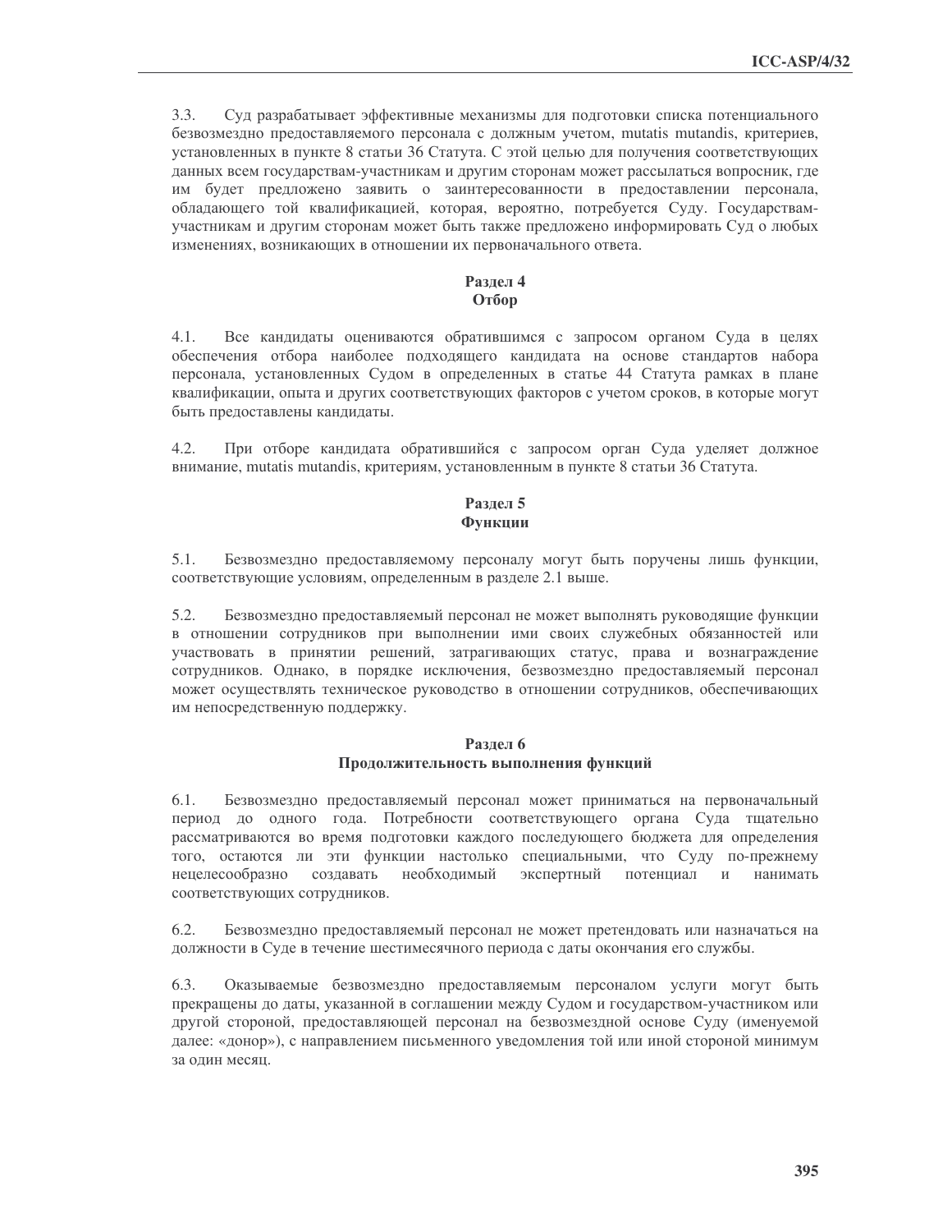3.3. Суд разрабатывает эффективные механизмы для подготовки списка потенциального безвозмездно предоставляемого персонала с должным учетом, mutatis mutandis, критериев, установленных в пункте 8 статьи 36 Статута. С этой целью для получения соответствующих данных всем государствам-участникам и другим сторонам может рассылаться вопросник, где им будет предложено заявить о заинтересованности в предоставлении персонала, обладающего той квалификацией, которая, вероятно, потребуется Суду. Государствам-участникам и другим сторонам может быть также предложено информировать Суд о любых изменениях, возникающих в отношении их первоначального ответа.

## Раздел 4
## Отбор

4.1. Все кандидаты оцениваются обратившимся с запросом органом Суда в целях обеспечения отбора наиболее подходящего кандидата на основе стандартов набора персонала, установленных Судом в определенных в статье 44 Статута рамках в плане квалификации, опыта и других соответствующих факторов с учетом сроков, в которые могут быть предоставлены кандидаты.

4.2. При отборе кандидата обратившийся с запросом орган Суда уделяет должное внимание, mutatis mutandis, критериям, установленным в пункте 8 статьи 36 Статута.

## Раздел 5
## Функции

5.1. Безвозмездно предоставляемому персоналу могут быть поручены лишь функции, соответствующие условиям, определенным в разделе 2.1 выше.

5.2. Безвозмездно предоставляемый персонал не может выполнять руководящие функции в отношении сотрудников при выполнении ими своих служебных обязанностей или участвовать в принятии решений, затрагивающих статус, права и вознаграждение сотрудников. Однако, в порядке исключения, безвозмездно предоставляемый персонал может осуществлять техническое руководство в отношении сотрудников, обеспечивающих им непосредственную поддержку.

## Раздел 6
## Продолжительность выполнения функций

6.1. Безвозмездно предоставляемый персонал может приниматься на первоначальный период до одного года. Потребности соответствующего органа Суда тщательно рассматриваются во время подготовки каждого последующего бюджета для определения того, остаются ли эти функции настолько специальными, что Суду по-прежнему нецелесообразно создавать необходимый экспертный потенциал и нанимать соответствующих сотрудников.

6.2. Безвозмездно предоставляемый персонал не может претендовать или назначаться на должности в Суде в течение шестимесячного периода с даты окончания его службы.

6.3. Оказываемые безвозмездно предоставляемым персоналом услуги могут быть прекращены до даты, указанной в соглашении между Судом и государством-участником или другой стороной, предоставляющей персонал на безвозмездной основе Суду (именуемой далее: «донор»), с направлением письменного уведомления той или иной стороной минимум за один месяц.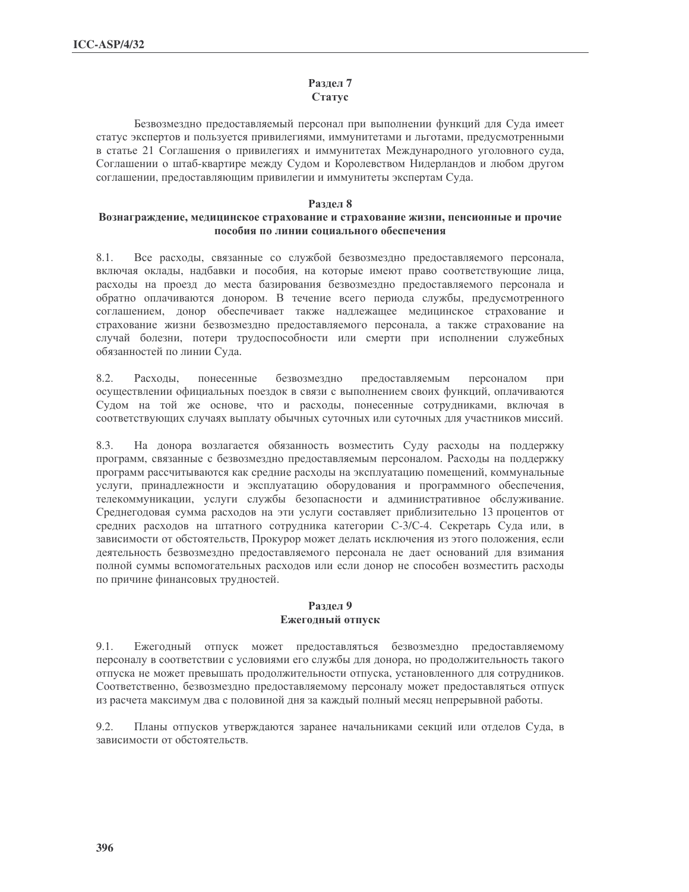## Раздел 7
## Статус

Безвозмездно предоставляемый персонал при выполнении функций для Суда имеет статус экспертов и пользуется привилегиями, иммунитетами и льготами, предусмотренными в статье 21 Соглашения о привилегиях и иммунитетах Международного уголовного суда, Соглашении о штаб-квартире между Судом и Королевством Нидерландов и любом другом соглашении, предоставляющим привилегии и иммунитеты экспертам Суда.

## Раздел 8
## Вознаграждение, медицинское страхование и страхование жизни, пенсионные и прочие пособия по линии социального обеспечения

8.1. Все расходы, связанные со службой безвозмездно предоставляемого персонала, включая оклады, надбавки и пособия, на которые имеют право соответствующие лица, расходы на проезд до места базирования безвозмездно предоставляемого персонала и обратно оплачиваются донором. В течение всего периода службы, предусмотренного соглашением, донор обеспечивает также надлежащее медицинское страхование и страхование жизни безвозмездно предоставляемого персонала, а также страхование на случай болезни, потери трудоспособности или смерти при исполнении служебных обязанностей по линии Суда.

8.2. Расходы, понесенные безвозмездно предоставляемым персоналом при осуществлении официальных поездок в связи с выполнением своих функций, оплачиваются Судом на той же основе, что и расходы, понесенные сотрудниками, включая в соответствующих случаях выплату обычных суточных или суточных для участников миссий.

8.3. На донора возлагается обязанность возместить Суду расходы на поддержку программ, связанные с безвозмездно предоставляемым персоналом. Расходы на поддержку программ рассчитываются как средние расходы на эксплуатацию помещений, коммунальные услуги, принадлежности и эксплуатацию оборудования и программного обеспечения, телекоммуникации, услуги службы безопасности и административное обслуживание. Среднегодовая сумма расходов на эти услуги составляет приблизительно 13 процентов от средних расходов на штатного сотрудника категории С-3/С-4. Секретарь Суда или, в зависимости от обстоятельств, Прокурор может делать исключения из этого положения, если деятельность безвозмездно предоставляемого персонала не дает оснований для взимания полной суммы вспомогательных расходов или если донор не способен возместить расходы по причине финансовых трудностей.

## Раздел 9
## Ежегодный отпуск

9.1. Ежегодный отпуск может предоставляться безвозмездно предоставляемому персоналу в соответствии с условиями его службы для донора, но продолжительность такого отпуска не может превышать продолжительности отпуска, установленного для сотрудников. Соответственно, безвозмездно предоставляемому персоналу может предоставляться отпуск из расчета максимум два с половиной дня за каждый полный месяц непрерывной работы.

9.2. Планы отпусков утверждаются заранее начальниками секций или отделов Суда, в зависимости от обстоятельств.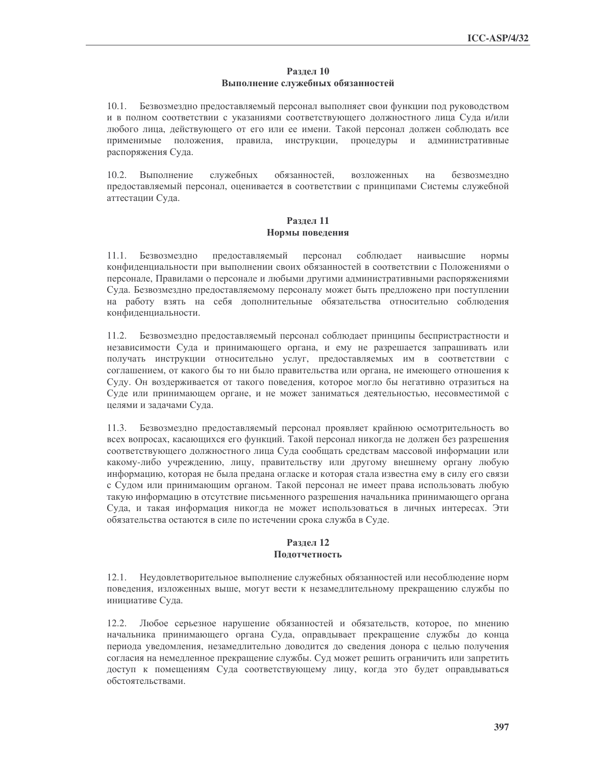## Раздел 10
## Выполнение служебных обязанностей

10.1. Безвозмездно предоставляемый персонал выполняет свои функции под руководством и в полном соответствии с указаниями соответствующего должностного лица Суда и/или любого лица, действующего от его или ее имени. Такой персонал должен соблюдать все применимые положения, правила, инструкции, процедуры и административные распоряжения Суда.

10.2. Выполнение служебных обязанностей, возложенных на безвозмездно предоставляемый персонал, оценивается в соответствии с принципами Системы служебной аттестации Суда.

## Раздел 11
## Нормы поведения

11.1. Безвозмездно предоставляемый персонал соблюдает наивысшие нормы конфиденциальности при выполнении своих обязанностей в соответствии с Положениями о персонале, Правилами о персонале и любыми другими административными распоряжениями Суда. Безвозмездно предоставляемому персоналу может быть предложено при поступлении на работу взять на себя дополнительные обязательства относительно соблюдения конфиденциальности.

11.2. Безвозмездно предоставляемый персонал соблюдает принципы беспристрастности и независимости Суда и принимающего органа, и ему не разрешается запрашивать или получать инструкции относительно услуг, предоставляемых им в соответствии с соглашением, от какого бы то ни было правительства или органа, не имеющего отношения к Суду. Он воздерживается от такого поведения, которое могло бы негативно отразиться на Суде или принимающем органе, и не может заниматься деятельностью, несовместимой с целями и задачами Суда.

11.3. Безвозмездно предоставляемый персонал проявляет крайнюю осмотрительность во всех вопросах, касающихся его функций. Такой персонал никогда не должен без разрешения соответствующего должностного лица Суда сообщать средствам массовой информации или какому-либо учреждению, лицу, правительству или другому внешнему органу любую информацию, которая не была предана огласке и которая стала известна ему в силу его связи с Судом или принимающим органом. Такой персонал не имеет права использовать любую такую информацию в отсутствие письменного разрешения начальника принимающего органа Суда, и такая информация никогда не может использоваться в личных интересах. Эти обязательства остаются в силе по истечении срока служба в Суде.

## Раздел 12
## Подотчетность

12.1. Неудовлетворительное выполнение служебных обязанностей или несоблюдение норм поведения, изложенных выше, могут вести к незамедлительному прекращению службы по инициативе Суда.

12.2. Любое серьезное нарушение обязанностей и обязательств, которое, по мнению начальника принимающего органа Суда, оправдывает прекращение службы до конца периода уведомления, незамедлительно доводится до сведения донора с целью получения согласия на немедленное прекращение службы. Суд может решить ограничить или запретить доступ к помещениям Суда соответствующему лицу, когда это будет оправдываться обстоятельствами.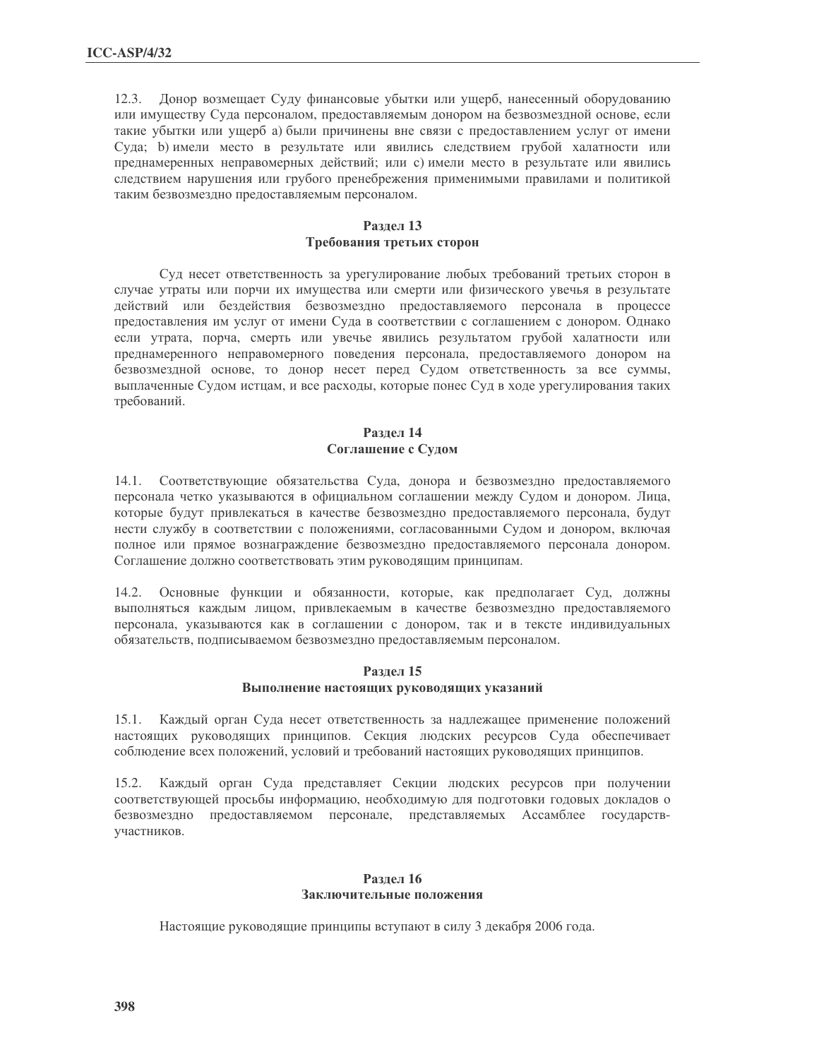12.3. Донор возмещает Суду финансовые убытки или ущерб, нанесенный оборудованию или имуществу Суда персоналом, предоставляемым донором на безвозмездной основе, если такие убытки или ущерб a) были причинены вне связи с предоставлением услуг от имени Суда; b) имели место в результате или явились следствием грубой халатности или преднамеренных неправомерных действий; или c) имели место в результате или явились следствием нарушения или грубого пренебрежения применимыми правилами и политикой таким безвозмездно предоставляемым персоналом.

## Раздел 13
## Требования третьих сторон

Суд несет ответственность за урегулирование любых требований третьих сторон в случае утраты или порчи их имущества или смерти или физического увечья в результате действий или бездействия безвозмездно предоставляемого персонала в процессе предоставления им услуг от имени Суда в соответствии с соглашением с донором. Однако если утрата, порча, смерть или увечье явились результатом грубой халатности или преднамеренного неправомерного поведения персонала, предоставляемого донором на безвозмездной основе, то донор несет перед Судом ответственность за все суммы, выплаченные Судом истцам, и все расходы, которые понес Суд в ходе урегулирования таких требований.

## Раздел 14
## Соглашение с Судом

14.1. Соответствующие обязательства Суда, донора и безвозмездно предоставляемого персонала четко указываются в официальном соглашении между Судом и донором. Лица, которые будут привлекаться в качестве безвозмездно предоставляемого персонала, будут нести службу в соответствии с положениями, согласованными Судом и донором, включая полное или прямое вознаграждение безвозмездно предоставляемого персонала донором. Соглашение должно соответствовать этим руководящим принципам.

14.2. Основные функции и обязанности, которые, как предполагает Суд, должны выполняться каждым лицом, привлекаемым в качестве безвозмездно предоставляемого персонала, указываются как в соглашении с донором, так и в тексте индивидуальных обязательств, подписываемом безвозмездно предоставляемым персоналом.

## Раздел 15
## Выполнение настоящих руководящих указаний

15.1. Каждый орган Суда несет ответственность за надлежащее применение положений настоящих руководящих принципов. Секция людских ресурсов Суда обеспечивает соблюдение всех положений, условий и требований настоящих руководящих принципов.

15.2. Каждый орган Суда представляет Секции людских ресурсов при получении соответствующей просьбы информацию, необходимую для подготовки годовых докладов о безвозмездно предоставляемом персонале, представляемых Ассамблее государств-участников.

## Раздел 16
## Заключительные положения

Настоящие руководящие принципы вступают в силу 3 декабря 2006 года.